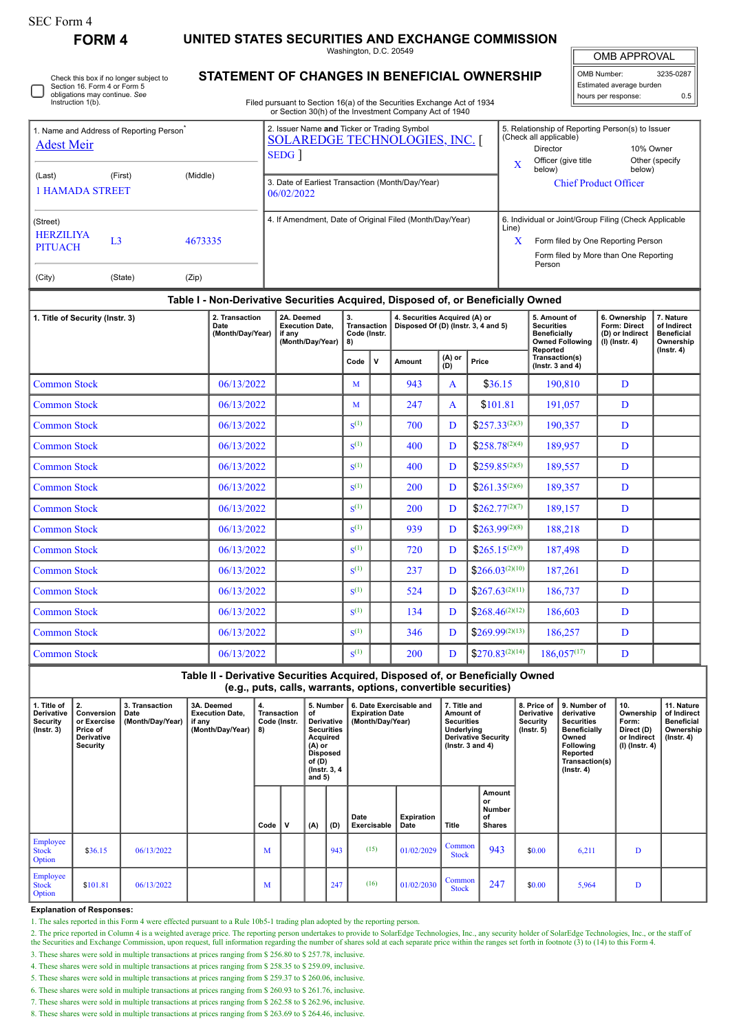SEC Form 4

**FORM 4**

# UNITED STATES SECURITIES AND EXCHANGE COMMISSION

Washington, D.C. 20549

## STATEMENT OF CHANGES IN BENEFICIAL OWNERSHIP

Filed pursuant to Section 16(a) of the Securities Exchange Act of 1934 or Section 30(h) of the Investment Company Act of 1940

☐ Check this box if no longer subject to Section 16. Form 4 or Form 5 obligations may continue. *See* Instruction 1(b).

| OMB APPROVAL | |
|---|---|
| OMB Number: | 3235-0287 |
| Estimated average burden | |
| hours per response: | 0.5 |

1. Name and Address of Reporting Person*
Adest Meir

(Last) (First) (Middle)
1 HAMADA STREET

(Street)
HERZILIYA PITUACH L3 4673335

(City) (State) (Zip)

2. Issuer Name **and** Ticker or Trading Symbol
SOLAREDGE TECHNOLOGIES, INC. [ SEDG ]

3. Date of Earliest Transaction (Month/Day/Year)
06/02/2022

4. If Amendment, Date of Original Filed (Month/Day/Year)

5. Relationship of Reporting Person(s) to Issuer (Check all applicable)
Director
10% Owner
X Officer (give title below)
Other (specify below)
Chief Product Officer

6. Individual or Joint/Group Filing (Check Applicable Line)
X Form filed by One Reporting Person
Form filed by More than One Reporting Person

### Table I - Non-Derivative Securities Acquired, Disposed of, or Beneficially Owned

| 1. Title of Security (Instr. 3) | 2. Transaction Date (Month/Day/Year) | 2A. Deemed Execution Date, if any (Month/Day/Year) | 3. Transaction Code (Instr. 8) | | 4. Securities Acquired (A) or Disposed Of (D) (Instr. 3, 4 and 5) | | | 5. Amount of Securities Beneficially Owned Following Reported Transaction(s) (Instr. 3 and 4) | 6. Ownership Form: Direct (D) or Indirect (I) (Instr. 4) | 7. Nature of Indirect Beneficial Ownership (Instr. 4) |
|---|---|---|---|---|---|---|---|---|---|---|
| | | | Code | V | Amount | (A) or (D) | Price | | | |
| Common Stock | 06/13/2022 | | M | | 943 | A | $36.15 | 190,810 | D | |
| Common Stock | 06/13/2022 | | M | | 247 | A | $101.81 | 191,057 | D | |
| Common Stock | 06/13/2022 | | S[1] | | 700 | D | $257.33[2][3] | 190,357 | D | |
| Common Stock | 06/13/2022 | | S[1] | | 400 | D | $258.78[2][4] | 189,957 | D | |
| Common Stock | 06/13/2022 | | S[1] | | 400 | D | $259.85[2][5] | 189,557 | D | |
| Common Stock | 06/13/2022 | | S[1] | | 200 | D | $261.35[2][6] | 189,357 | D | |
| Common Stock | 06/13/2022 | | S[1] | | 200 | D | $262.77[2][7] | 189,157 | D | |
| Common Stock | 06/13/2022 | | S[1] | | 939 | D | $263.99[2][8] | 188,218 | D | |
| Common Stock | 06/13/2022 | | S[1] | | 720 | D | $265.15[2][9] | 187,498 | D | |
| Common Stock | 06/13/2022 | | S[1] | | 237 | D | $266.03[2][10] | 187,261 | D | |
| Common Stock | 06/13/2022 | | S[1] | | 524 | D | $267.63[2][11] | 186,737 | D | |
| Common Stock | 06/13/2022 | | S[1] | | 134 | D | $268.46[2][12] | 186,603 | D | |
| Common Stock | 06/13/2022 | | S[1] | | 346 | D | $269.99[2][13] | 186,257 | D | |
| Common Stock | 06/13/2022 | | S[1] | | 200 | D | $270.83[2][14] | 186,057[17] | D | |

### Table II - Derivative Securities Acquired, Disposed of, or Beneficially Owned (e.g., puts, calls, warrants, options, convertible securities)

| 1. Title of Derivative Security (Instr. 3) | 2. Conversion or Exercise Price of Derivative Security | 3. Transaction Date (Month/Day/Year) | 3A. Deemed Execution Date, if any (Month/Day/Year) | 4. Transaction Code (Instr. 8) | | 5. Number of Derivative Securities Acquired (A) or Disposed of (D) (Instr. 3, 4 and 5) | | 6. Date Exercisable and Expiration Date (Month/Day/Year) | | 7. Title and Amount of Securities Underlying Derivative Security (Instr. 3 and 4) | | 8. Price of Derivative Security (Instr. 5) | 9. Number of derivative Securities Beneficially Owned Following Reported Transaction(s) (Instr. 4) | 10. Ownership Form: Direct (D) or Indirect (I) (Instr. 4) | 11. Nature of Indirect Beneficial Ownership (Instr. 4) |
|---|---|---|---|---|---|---|---|---|---|---|---|---|---|---|---|
| | | | | Code | V | (A) | (D) | Date Exercisable | Expiration Date | Title | Amount or Number of Shares | | | | |
| Employee Stock Option | $36.15 | 06/13/2022 | | M | | | 943 | (15) | 01/02/2029 | Common Stock | 943 | $0.00 | 6,211 | D | |
| Employee Stock Option | $101.81 | 06/13/2022 | | M | | | 247 | (16) | 01/02/2030 | Common Stock | 247 | $0.00 | 5,964 | D | |

**Explanation of Responses:**

1. The sales reported in this Form 4 were effected pursuant to a Rule 10b5-1 trading plan adopted by the reporting person.
2. The price reported in Column 4 is a weighted average price. The reporting person undertakes to provide to SolarEdge Technologies, Inc., any security holder of SolarEdge Technologies, Inc., or the staff of the Securities and Exchange Commission, upon request, full information regarding the number of shares sold at each separate price within the ranges set forth in footnote (3) to (14) to this Form 4.
3. These shares were sold in multiple transactions at prices ranging from $ 256.80 to $ 257.78, inclusive.
4. These shares were sold in multiple transactions at prices ranging from $ 258.35 to $ 259.09, inclusive.
5. These shares were sold in multiple transactions at prices ranging from $ 259.37 to $ 260.06, inclusive.
6. These shares were sold in multiple transactions at prices ranging from $ 260.93 to $ 261.76, inclusive.
7. These shares were sold in multiple transactions at prices ranging from $ 262.58 to $ 262.96, inclusive.
8. These shares were sold in multiple transactions at prices ranging from $ 263.69 to $ 264.46, inclusive.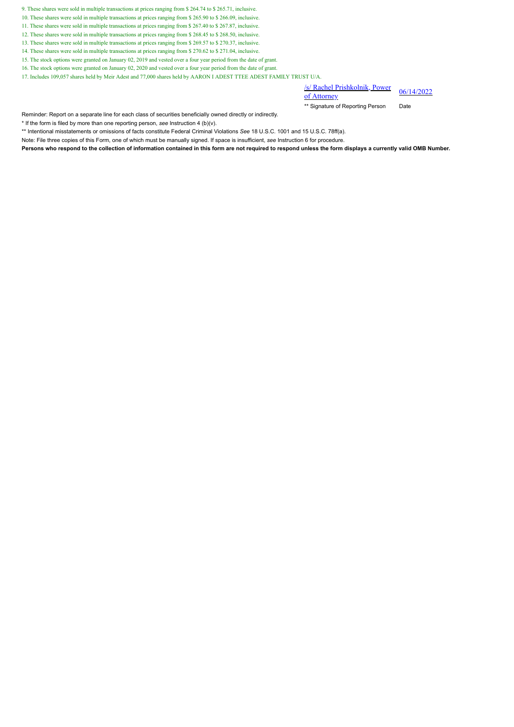9. These shares were sold in multiple transactions at prices ranging from $ 264.74 to $ 265.71, inclusive.

10. These shares were sold in multiple transactions at prices ranging from $ 265.90 to $ 266.09, inclusive.

11. These shares were sold in multiple transactions at prices ranging from $ 267.40 to $ 267.87, inclusive.

12. These shares were sold in multiple transactions at prices ranging from $ 268.45 to $ 268.50, inclusive.

13. These shares were sold in multiple transactions at prices ranging from $ 269.57 to $ 270.37, inclusive.

14. These shares were sold in multiple transactions at prices ranging from $ 270.62 to $ 271.04, inclusive.

15. The stock options were granted on January 02, 2019 and vested over a four year period from the date of grant.

16. The stock options were granted on January 02, 2020 and vested over a four year period from the date of grant.

17. Includes 109,057 shares held by Meir Adest and 77,000 shares held by AARON I ADEST TTEE ADEST FAMILY TRUST U/A.

| | |
|---|---|
| /s/ Rachel Prishkolnik, Power of Attorney | 06/14/2022 |
| ** Signature of Reporting Person | Date |

Reminder: Report on a separate line for each class of securities beneficially owned directly or indirectly.

* If the form is filed by more than one reporting person, *see* Instruction 4 (b)(v).

** Intentional misstatements or omissions of facts constitute Federal Criminal Violations *See* 18 U.S.C. 1001 and 15 U.S.C. 78ff(a).

Note: File three copies of this Form, one of which must be manually signed. If space is insufficient, *see* Instruction 6 for procedure.

**Persons who respond to the collection of information contained in this form are not required to respond unless the form displays a currently valid OMB Number.**